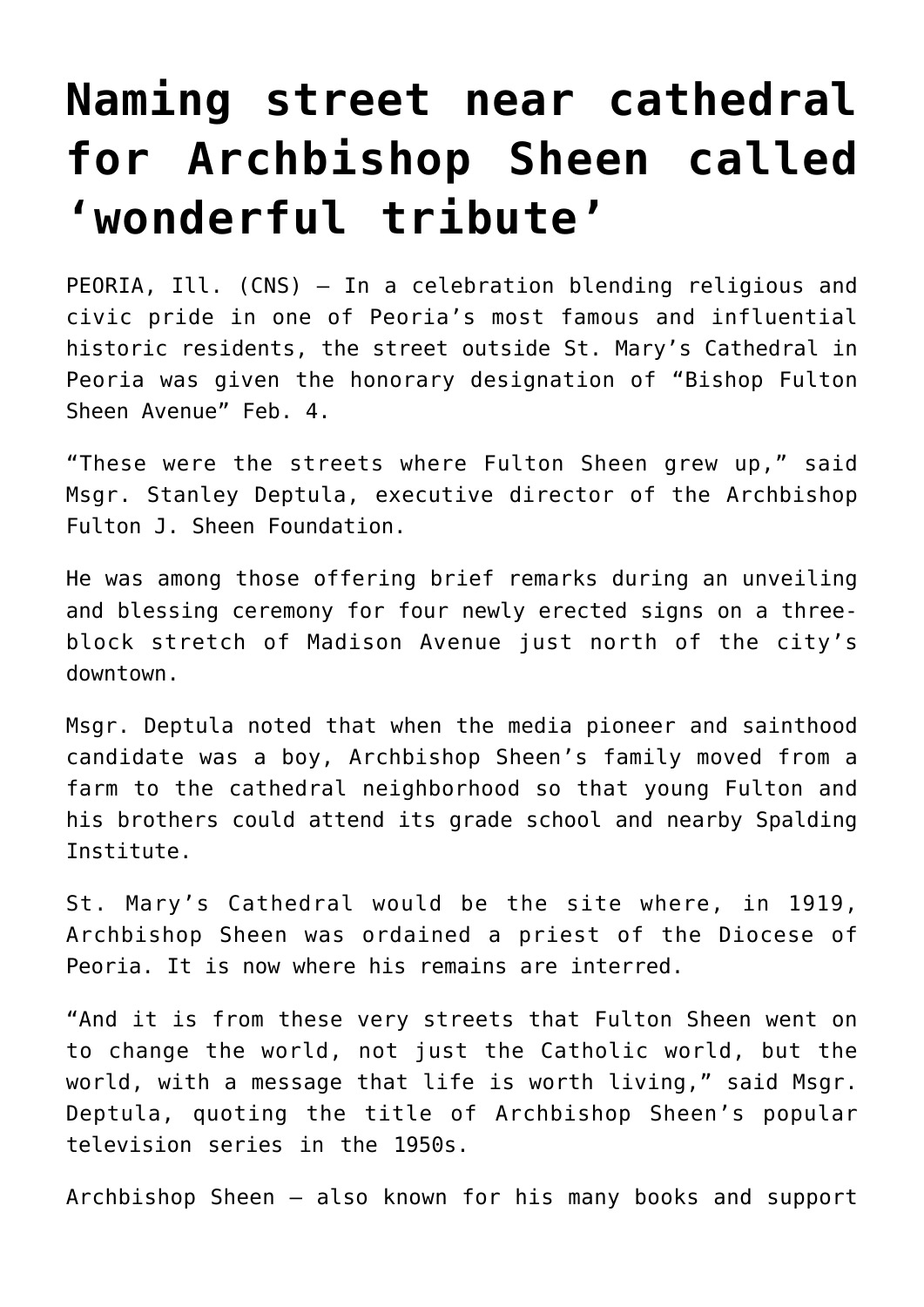# Naming street near cathedral for Archbishop Sheen called 'wonderful tribute'

PEORIA, Ill. (CNS) — In a celebration blending religious and civic pride in one of Peoria's most famous and influential historic residents, the street outside St. Mary's Cathedral in Peoria was given the honorary designation of "Bishop Fulton Sheen Avenue" Feb. 4.

"These were the streets where Fulton Sheen grew up," said Msgr. Stanley Deptula, executive director of the Archbishop Fulton J. Sheen Foundation.

He was among those offering brief remarks during an unveiling and blessing ceremony for four newly erected signs on a three-block stretch of Madison Avenue just north of the city's downtown.

Msgr. Deptula noted that when the media pioneer and sainthood candidate was a boy, Archbishop Sheen's family moved from a farm to the cathedral neighborhood so that young Fulton and his brothers could attend its grade school and nearby Spalding Institute.

St. Mary's Cathedral would be the site where, in 1919, Archbishop Sheen was ordained a priest of the Diocese of Peoria. It is now where his remains are interred.

"And it is from these very streets that Fulton Sheen went on to change the world, not just the Catholic world, but the world, with a message that life is worth living," said Msgr. Deptula, quoting the title of Archbishop Sheen's popular television series in the 1950s.

Archbishop Sheen — also known for his many books and support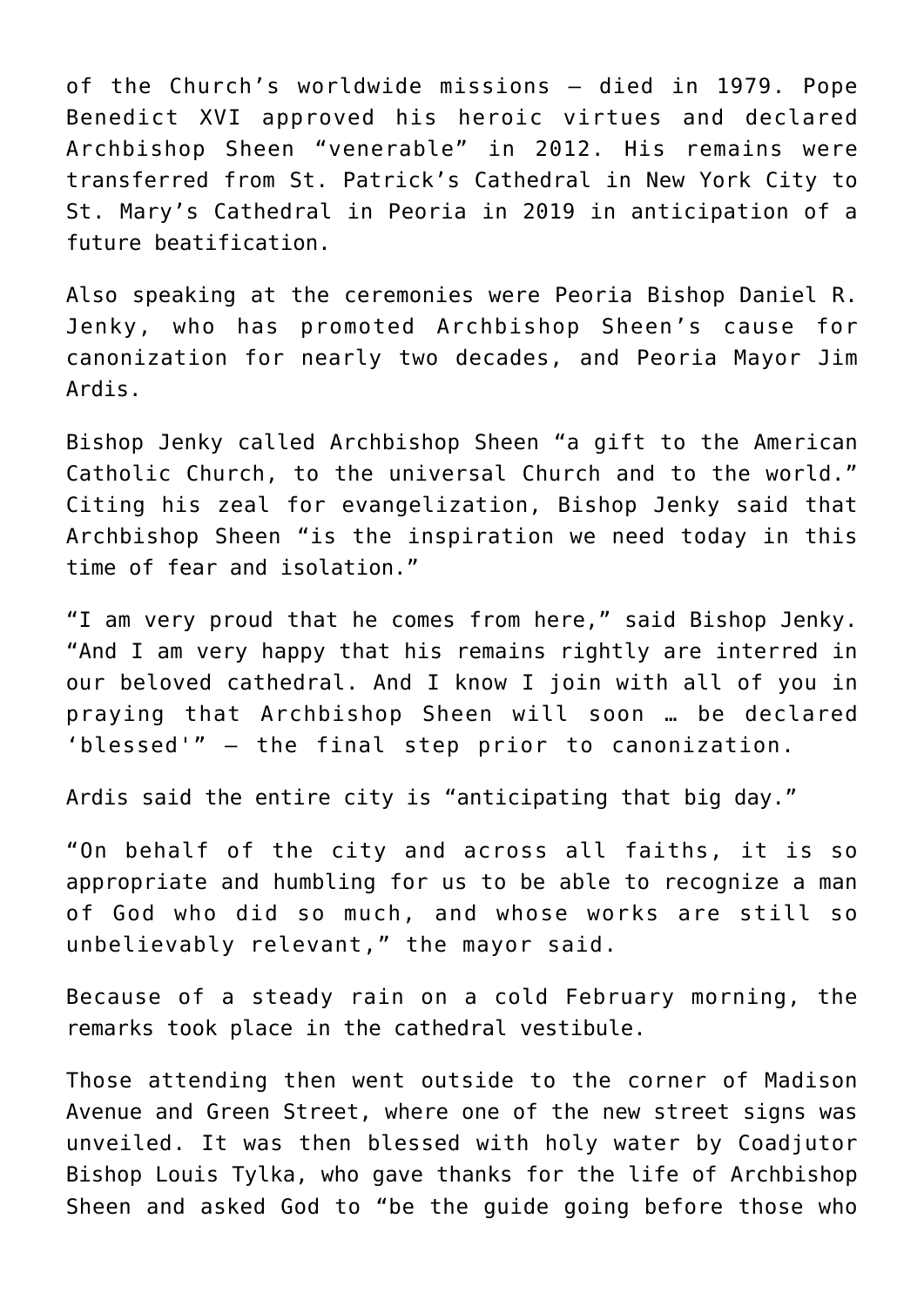of the Church's worldwide missions — died in 1979. Pope Benedict XVI approved his heroic virtues and declared Archbishop Sheen "venerable" in 2012. His remains were transferred from St. Patrick's Cathedral in New York City to St. Mary's Cathedral in Peoria in 2019 in anticipation of a future beatification.

Also speaking at the ceremonies were Peoria Bishop Daniel R. Jenky, who has promoted Archbishop Sheen's cause for canonization for nearly two decades, and Peoria Mayor Jim Ardis.

Bishop Jenky called Archbishop Sheen "a gift to the American Catholic Church, to the universal Church and to the world." Citing his zeal for evangelization, Bishop Jenky said that Archbishop Sheen "is the inspiration we need today in this time of fear and isolation."

"I am very proud that he comes from here," said Bishop Jenky. "And I am very happy that his remains rightly are interred in our beloved cathedral. And I know I join with all of you in praying that Archbishop Sheen will soon … be declared 'blessed'" — the final step prior to canonization.

Ardis said the entire city is "anticipating that big day."

"On behalf of the city and across all faiths, it is so appropriate and humbling for us to be able to recognize a man of God who did so much, and whose works are still so unbelievably relevant," the mayor said.

Because of a steady rain on a cold February morning, the remarks took place in the cathedral vestibule.

Those attending then went outside to the corner of Madison Avenue and Green Street, where one of the new street signs was unveiled. It was then blessed with holy water by Coadjutor Bishop Louis Tylka, who gave thanks for the life of Archbishop Sheen and asked God to "be the guide going before those who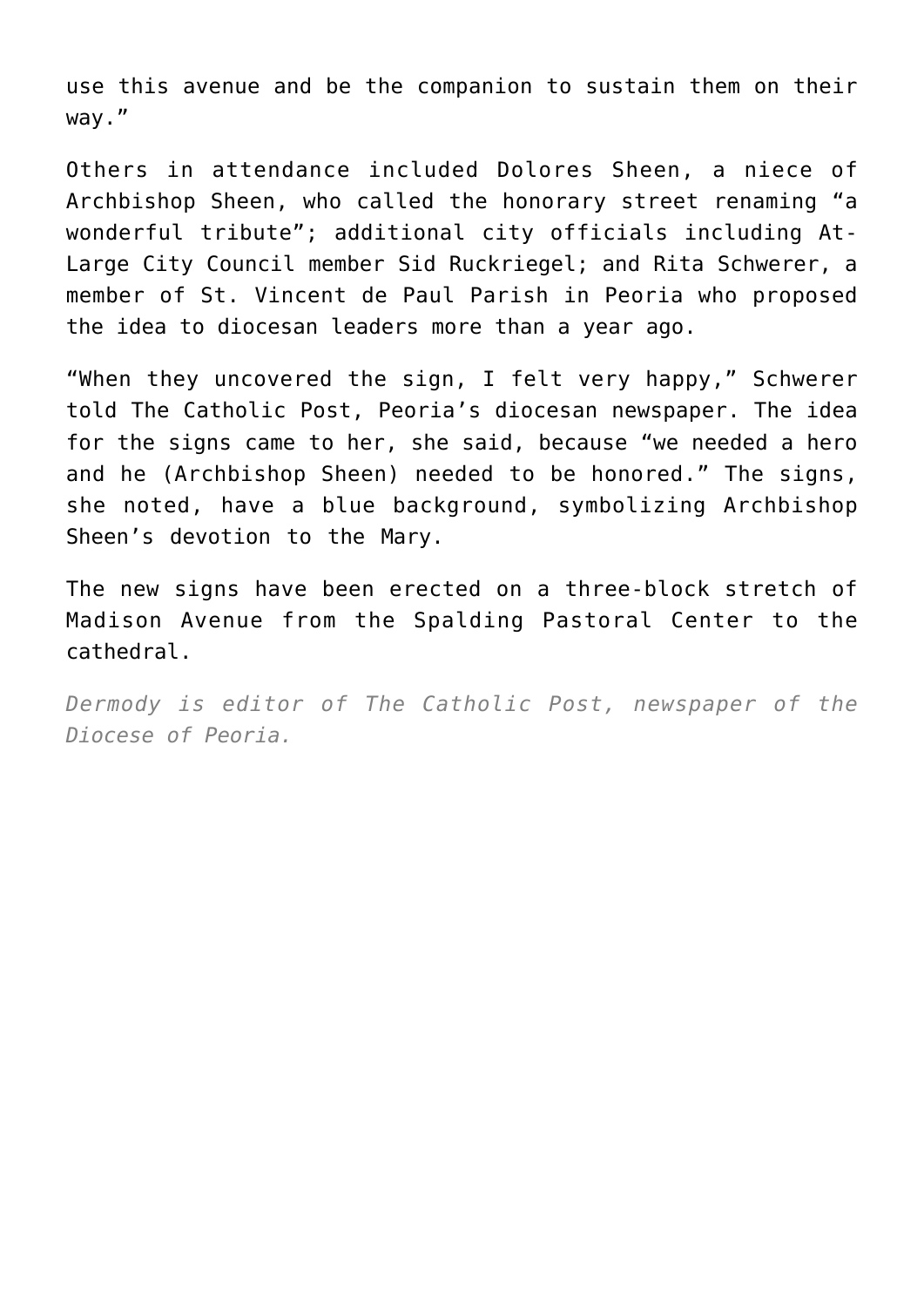use this avenue and be the companion to sustain them on their way."

Others in attendance included Dolores Sheen, a niece of Archbishop Sheen, who called the honorary street renaming "a wonderful tribute"; additional city officials including At-Large City Council member Sid Ruckriegel; and Rita Schwerer, a member of St. Vincent de Paul Parish in Peoria who proposed the idea to diocesan leaders more than a year ago.

"When they uncovered the sign, I felt very happy," Schwerer told The Catholic Post, Peoria's diocesan newspaper. The idea for the signs came to her, she said, because "we needed a hero and he (Archbishop Sheen) needed to be honored." The signs, she noted, have a blue background, symbolizing Archbishop Sheen's devotion to the Mary.

The new signs have been erected on a three-block stretch of Madison Avenue from the Spalding Pastoral Center to the cathedral.

*Dermody is editor of The Catholic Post, newspaper of the Diocese of Peoria.*